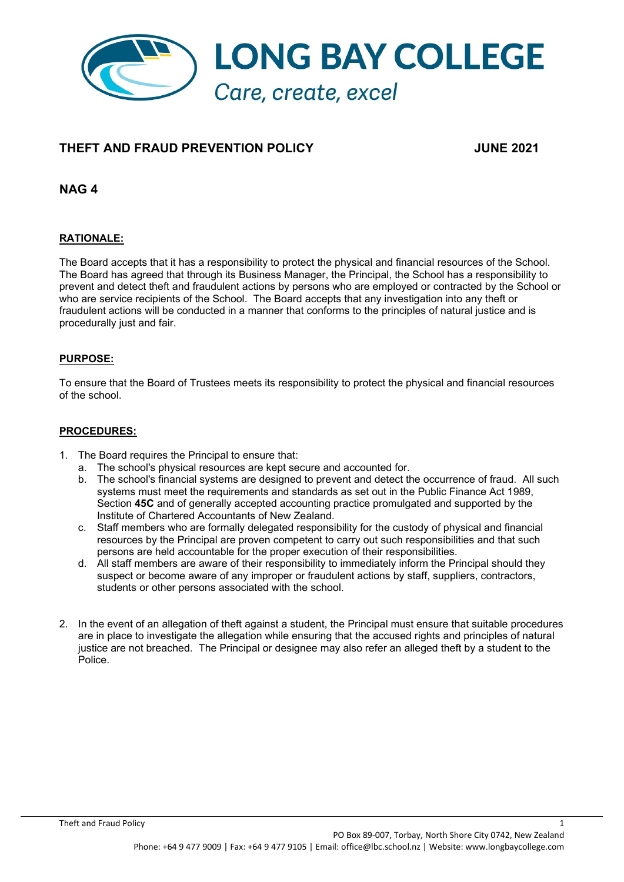# LONG BAY COLLEGE

*Care, create, excel*

## THEFT AND FRAUD PREVENTION POLICY — JUNE 2021

## NAG 4

**RATIONALE:**

The Board accepts that it has a responsibility to protect the physical and financial resources of the School. The Board has agreed that through its Business Manager, the Principal, the School has a responsibility to prevent and detect theft and fraudulent actions by persons who are employed or contracted by the School or who are service recipients of the School. The Board accepts that any investigation into any theft or fraudulent actions will be conducted in a manner that conforms to the principles of natural justice and is procedurally just and fair.

**PURPOSE:**

To ensure that the Board of Trustees meets its responsibility to protect the physical and financial resources of the school.

**PROCEDURES:**

1. The Board requires the Principal to ensure that:
   a. The school's physical resources are kept secure and accounted for.
   b. The school's financial systems are designed to prevent and detect the occurrence of fraud. All such systems must meet the requirements and standards as set out in the Public Finance Act 1989, Section **45C** and of generally accepted accounting practice promulgated and supported by the Institute of Chartered Accountants of New Zealand.
   c. Staff members who are formally delegated responsibility for the custody of physical and financial resources by the Principal are proven competent to carry out such responsibilities and that such persons are held accountable for the proper execution of their responsibilities.
   d. All staff members are aware of their responsibility to immediately inform the Principal should they suspect or become aware of any improper or fraudulent actions by staff, suppliers, contractors, students or other persons associated with the school.

2. In the event of an allegation of theft against a student, the Principal must ensure that suitable procedures are in place to investigate the allegation while ensuring that the accused rights and principles of natural justice are not breached. The Principal or designee may also refer an alleged theft by a student to the Police.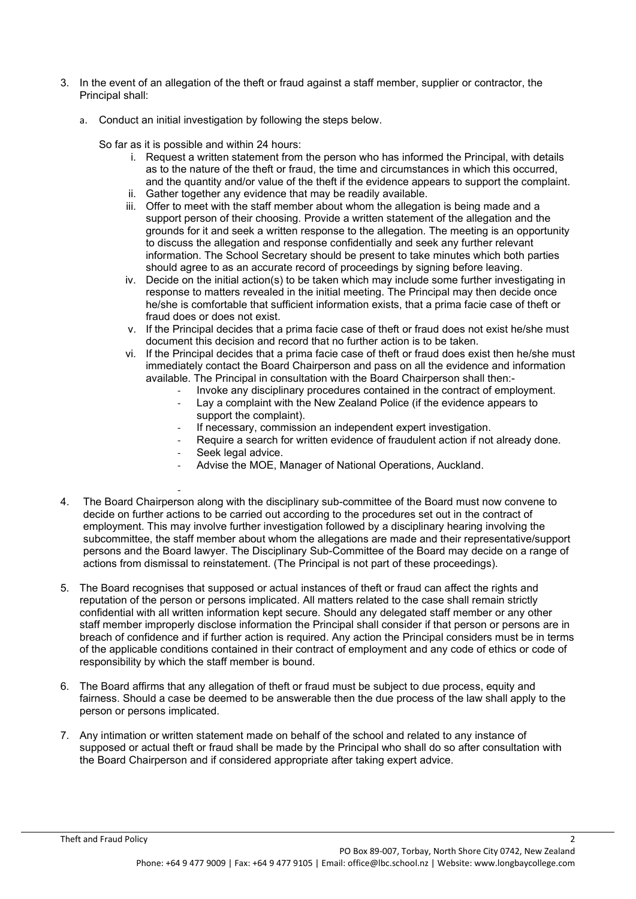3. In the event of an allegation of the theft or fraud against a staff member, supplier or contractor, the Principal shall:

   a. Conduct an initial investigation by following the steps below.

   So far as it is possible and within 24 hours:

      i. Request a written statement from the person who has informed the Principal, with details as to the nature of the theft or fraud, the time and circumstances in which this occurred, and the quantity and/or value of the theft if the evidence appears to support the complaint.
      ii. Gather together any evidence that may be readily available.
      iii. Offer to meet with the staff member about whom the allegation is being made and a support person of their choosing. Provide a written statement of the allegation and the grounds for it and seek a written response to the allegation. The meeting is an opportunity to discuss the allegation and response confidentially and seek any further relevant information. The School Secretary should be present to take minutes which both parties should agree to as an accurate record of proceedings by signing before leaving.
      iv. Decide on the initial action(s) to be taken which may include some further investigating in response to matters revealed in the initial meeting. The Principal may then decide once he/she is comfortable that sufficient information exists, that a prima facie case of theft or fraud does or does not exist.
      v. If the Principal decides that a prima facie case of theft or fraud does not exist he/she must document this decision and record that no further action is to be taken.
      vi. If the Principal decides that a prima facie case of theft or fraud does exist then he/she must immediately contact the Board Chairperson and pass on all the evidence and information available. The Principal in consultation with the Board Chairperson shall then:-
         - Invoke any disciplinary procedures contained in the contract of employment.
         - Lay a complaint with the New Zealand Police (if the evidence appears to support the complaint).
         - If necessary, commission an independent expert investigation.
         - Require a search for written evidence of fraudulent action if not already done.
         - Seek legal advice.
         - Advise the MOE, Manager of National Operations, Auckland.
         -

4. The Board Chairperson along with the disciplinary sub-committee of the Board must now convene to decide on further actions to be carried out according to the procedures set out in the contract of employment. This may involve further investigation followed by a disciplinary hearing involving the subcommittee, the staff member about whom the allegations are made and their representative/support persons and the Board lawyer. The Disciplinary Sub-Committee of the Board may decide on a range of actions from dismissal to reinstatement. (The Principal is not part of these proceedings).

5. The Board recognises that supposed or actual instances of theft or fraud can affect the rights and reputation of the person or persons implicated. All matters related to the case shall remain strictly confidential with all written information kept secure. Should any delegated staff member or any other staff member improperly disclose information the Principal shall consider if that person or persons are in breach of confidence and if further action is required. Any action the Principal considers must be in terms of the applicable conditions contained in their contract of employment and any code of ethics or code of responsibility by which the staff member is bound.

6. The Board affirms that any allegation of theft or fraud must be subject to due process, equity and fairness. Should a case be deemed to be answerable then the due process of the law shall apply to the person or persons implicated.

7. Any intimation or written statement made on behalf of the school and related to any instance of supposed or actual theft or fraud shall be made by the Principal who shall do so after consultation with the Board Chairperson and if considered appropriate after taking expert advice.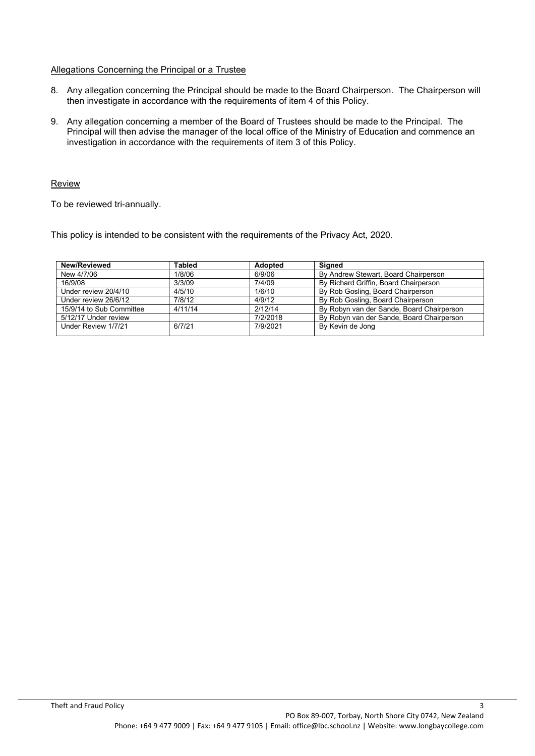## Allegations Concerning the Principal or a Trustee

8. Any allegation concerning the Principal should be made to the Board Chairperson. The Chairperson will then investigate in accordance with the requirements of item 4 of this Policy.

9. Any allegation concerning a member of the Board of Trustees should be made to the Principal. The Principal will then advise the manager of the local office of the Ministry of Education and commence an investigation in accordance with the requirements of item 3 of this Policy.

## Review

To be reviewed tri-annually.

This policy is intended to be consistent with the requirements of the Privacy Act, 2020.

| New/Reviewed | Tabled | Adopted | Signed |
|---|---|---|---|
| New 4/7/06 | 1/8/06 | 6/9/06 | By Andrew Stewart, Board Chairperson |
| 16/9/08 | 3/3/09 | 7/4/09 | By Richard Griffin, Board Chairperson |
| Under review 20/4/10 | 4/5/10 | 1/6/10 | By Rob Gosling, Board Chairperson |
| Under review 26/6/12 | 7/8/12 | 4/9/12 | By Rob Gosling, Board Chairperson |
| 15/9/14 to Sub Committee | 4/11/14 | 2/12/14 | By Robyn van der Sande, Board Chairperson |
| 5/12/17 Under review | | 7/2/2018 | By Robyn van der Sande, Board Chairperson |
| Under Review 1/7/21 | 6/7/21 | 7/9/2021 | By Kevin de Jong |